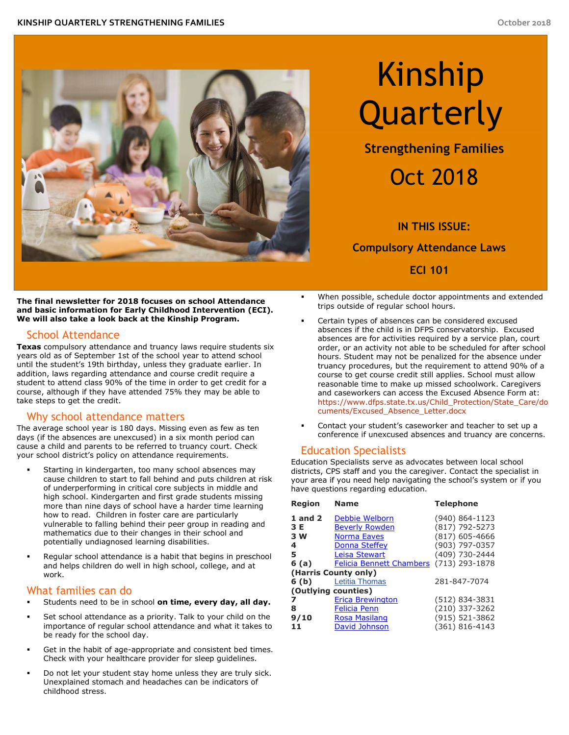# Kinship Quarterly

**Strengthening Families**

**Oct 2018**

**IN THIS ISSUE:**

**Compulsory Attendance Laws**

**ECI 101**

**The final newsletter for 2018 focuses on school Attendance and basic information for Early Childhood Intervention (ECI). We will also take a look back at the Kinship Program.**

## School Attendance

**Texas** compulsory attendance and truancy laws require students six years old as of September 1st of the school year to attend school until the student's 19th birthday, unless they graduate earlier. In addition, laws regarding attendance and course credit require a student to attend class 90% of the time in order to get credit for a course, although if they have attended 75% they may be able to take steps to get the credit.

## Why school attendance matters

The average school year is 180 days. Missing even as few as ten days (if the absences are unexcused) in a six month period can cause a child and parents to be referred to truancy court. Check your school district's policy on attendance requirements.

- Starting in kindergarten, too many school absences may cause children to start to fall behind and puts children at risk of underperforming in critical core subjects in middle and high school. Kindergarten and first grade students missing more than nine days of school have a harder time learning how to read. Children in foster care are particularly vulnerable to falling behind their peer group in reading and mathematics due to their changes in their school and potentially undiagnosed learning disabilities.
- Regular school attendance is a habit that begins in preschool and helps children do well in high school, college, and at work.

## What families can do

- Students need to be in school **on time, every day, all day.**
- Set school attendance as a priority. Talk to your child on the importance of regular school attendance and what it takes to be ready for the school day.
- Get in the habit of age-appropriate and consistent bed times. Check with your healthcare provider for sleep guidelines.
- Do not let your student stay home unless they are truly sick. Unexplained stomach and headaches can be indicators of childhood stress.
- When possible, schedule doctor appointments and extended trips outside of regular school hours.
- Certain types of absences can be considered excused absences if the child is in DFPS conservatorship. Excused absences are for activities required by a service plan, court order, or an activity not able to be scheduled for after school hours. Student may not be penalized for the absence under truancy procedures, but the requirement to attend 90% of a course to get course credit still applies. School must allow reasonable time to make up missed schoolwork. Caregivers and caseworkers can access the Excused Absence Form at: https://www.dfps.state.tx.us/Child_Protection/State_Care/documents/Excused_Absence_Letter.docx
- Contact your student's caseworker and teacher to set up a conference if unexcused absences and truancy are concerns.

## Education Specialists

Education Specialists serve as advocates between local school districts, CPS staff and you the caregiver. Contact the specialist in your area if you need help navigating the school's system or if you have questions regarding education.

| Region | Name | Telephone |
|---|---|---|
| 1 and 2 | Debbie Welborn | (940) 864-1123 |
| 3 E | Beverly Rowden | (817) 792-5273 |
| 3 W | Norma Eaves | (817) 605-4666 |
| 4 | Donna Steffey | (903) 797-0357 |
| 5 | Leisa Stewart | (409) 730-2444 |
| 6 (a) (Harris County only) | Felicia Bennett Chambers | (713) 293-1878 |
| 6 (b) (Outlying counties) | Letitia Thomas | 281-847-7074 |
| 7 | Erica Brewington | (512) 834-3831 |
| 8 | Felicia Penn | (210) 337-3262 |
| 9/10 | Rosa Masilang | (915) 521-3862 |
| 11 | David Johnson | (361) 816-4143 |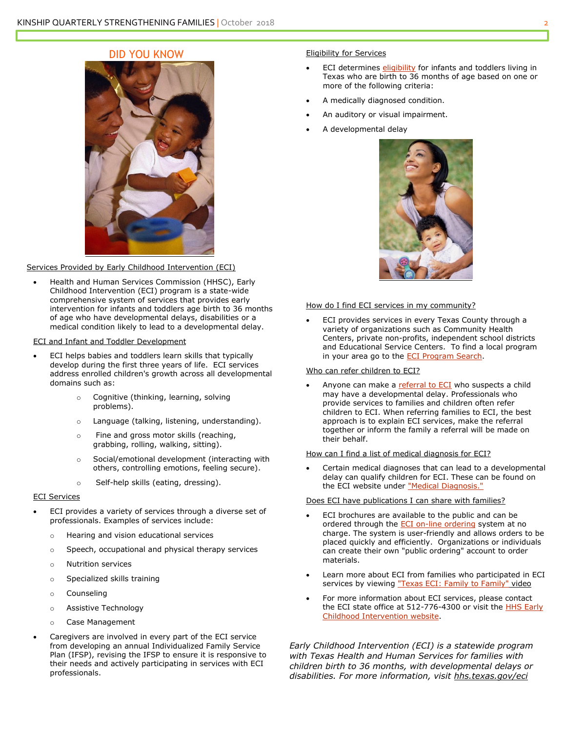## DID YOU KNOW

Services Provided by Early Childhood Intervention (ECI)

- Health and Human Services Commission (HHSC), Early Childhood Intervention (ECI) program is a state-wide comprehensive system of services that provides early intervention for infants and toddlers age birth to 36 months of age who have developmental delays, disabilities or a medical condition likely to lead to a developmental delay.

ECI and Infant and Toddler Development

- ECI helps babies and toddlers learn skills that typically develop during the first three years of life. ECI services address enrolled children's growth across all developmental domains such as:
  - Cognitive (thinking, learning, solving problems).
  - Language (talking, listening, understanding).
  - Fine and gross motor skills (reaching, grabbing, rolling, walking, sitting).
  - Social/emotional development (interacting with others, controlling emotions, feeling secure).
  - Self-help skills (eating, dressing).

ECI Services

- ECI provides a variety of services through a diverse set of professionals. Examples of services include:
  - Hearing and vision educational services
  - Speech, occupational and physical therapy services
  - Nutrition services
  - Specialized skills training
  - Counseling
  - Assistive Technology
  - Case Management
- Caregivers are involved in every part of the ECI service from developing an annual Individualized Family Service Plan (IFSP), revising the IFSP to ensure it is responsive to their needs and actively participating in services with ECI professionals.

Eligibility for Services

- ECI determines eligibility for infants and toddlers living in Texas who are birth to 36 months of age based on one or more of the following criteria:
- A medically diagnosed condition.
- An auditory or visual impairment.
- A developmental delay

How do I find ECI services in my community?

- ECI provides services in every Texas County through a variety of organizations such as Community Health Centers, private non-profits, independent school districts and Educational Service Centers. To find a local program in your area go to the ECI Program Search.

Who can refer children to ECI?

- Anyone can make a referral to ECI who suspects a child may have a developmental delay. Professionals who provide services to families and children often refer children to ECI. When referring families to ECI, the best approach is to explain ECI services, make the referral together or inform the family a referral will be made on their behalf.

How can I find a list of medical diagnosis for ECI?

- Certain medical diagnoses that can lead to a developmental delay can qualify children for ECI. These can be found on the ECI website under "Medical Diagnosis."

Does ECI have publications I can share with families?

- ECI brochures are available to the public and can be ordered through the ECI on-line ordering system at no charge. The system is user-friendly and allows orders to be placed quickly and efficiently. Organizations or individuals can create their own "public ordering" account to order materials.
- Learn more about ECI from families who participated in ECI services by viewing "Texas ECI: Family to Family" video
- For more information about ECI services, please contact the ECI state office at 512-776-4300 or visit the HHS Early Childhood Intervention website.

*Early Childhood Intervention (ECI) is a statewide program with Texas Health and Human Services for families with children birth to 36 months, with developmental delays or disabilities. For more information, visit hhs.texas.gov/eci*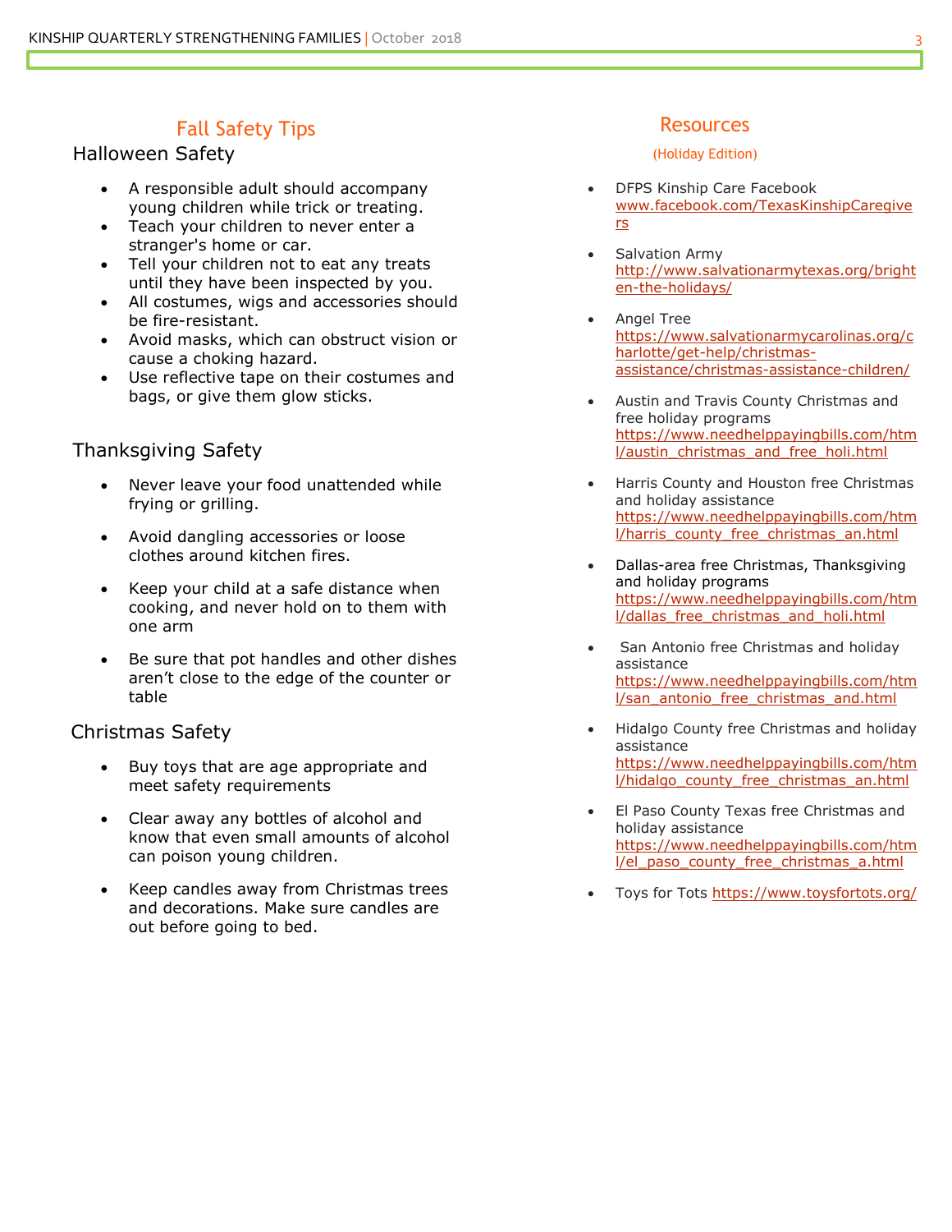## Fall Safety Tips

### Halloween Safety

- A responsible adult should accompany young children while trick or treating.
- Teach your children to never enter a stranger's home or car.
- Tell your children not to eat any treats until they have been inspected by you.
- All costumes, wigs and accessories should be fire-resistant.
- Avoid masks, which can obstruct vision or cause a choking hazard.
- Use reflective tape on their costumes and bags, or give them glow sticks.

### Thanksgiving Safety

- Never leave your food unattended while frying or grilling.
- Avoid dangling accessories or loose clothes around kitchen fires.
- Keep your child at a safe distance when cooking, and never hold on to them with one arm
- Be sure that pot handles and other dishes aren't close to the edge of the counter or table

### Christmas Safety

- Buy toys that are age appropriate and meet safety requirements
- Clear away any bottles of alcohol and know that even small amounts of alcohol can poison young children.
- Keep candles away from Christmas trees and decorations. Make sure candles are out before going to bed.

## Resources

(Holiday Edition)

- DFPS Kinship Care Facebook [www.facebook.com/TexasKinshipCaregivers](www.facebook.com/TexasKinshipCaregivers)
- Salvation Army [http://www.salvationarmytexas.org/brighten-the-holidays/](http://www.salvationarmytexas.org/brighten-the-holidays/)
- Angel Tree [https://www.salvationarmycarolinas.org/charlotte/get-help/christmas-assistance/christmas-assistance-children/](https://www.salvationarmycarolinas.org/charlotte/get-help/christmas-assistance/christmas-assistance-children/)
- Austin and Travis County Christmas and free holiday programs [https://www.needhelppayingbills.com/html/austin_christmas_and_free_holi.html](https://www.needhelppayingbills.com/html/austin_christmas_and_free_holi.html)
- Harris County and Houston free Christmas and holiday assistance [https://www.needhelppayingbills.com/html/harris_county_free_christmas_an.html](https://www.needhelppayingbills.com/html/harris_county_free_christmas_an.html)
- Dallas-area free Christmas, Thanksgiving and holiday programs [https://www.needhelppayingbills.com/html/dallas_free_christmas_and_holi.html](https://www.needhelppayingbills.com/html/dallas_free_christmas_and_holi.html)
- San Antonio free Christmas and holiday assistance [https://www.needhelppayingbills.com/html/san_antonio_free_christmas_and.html](https://www.needhelppayingbills.com/html/san_antonio_free_christmas_and.html)
- Hidalgo County free Christmas and holiday assistance [https://www.needhelppayingbills.com/html/hidalgo_county_free_christmas_an.html](https://www.needhelppayingbills.com/html/hidalgo_county_free_christmas_an.html)
- El Paso County Texas free Christmas and holiday assistance [https://www.needhelppayingbills.com/html/el_paso_county_free_christmas_a.html](https://www.needhelppayingbills.com/html/el_paso_county_free_christmas_a.html)
- Toys for Tots [https://www.toysfortots.org/](https://www.toysfortots.org/)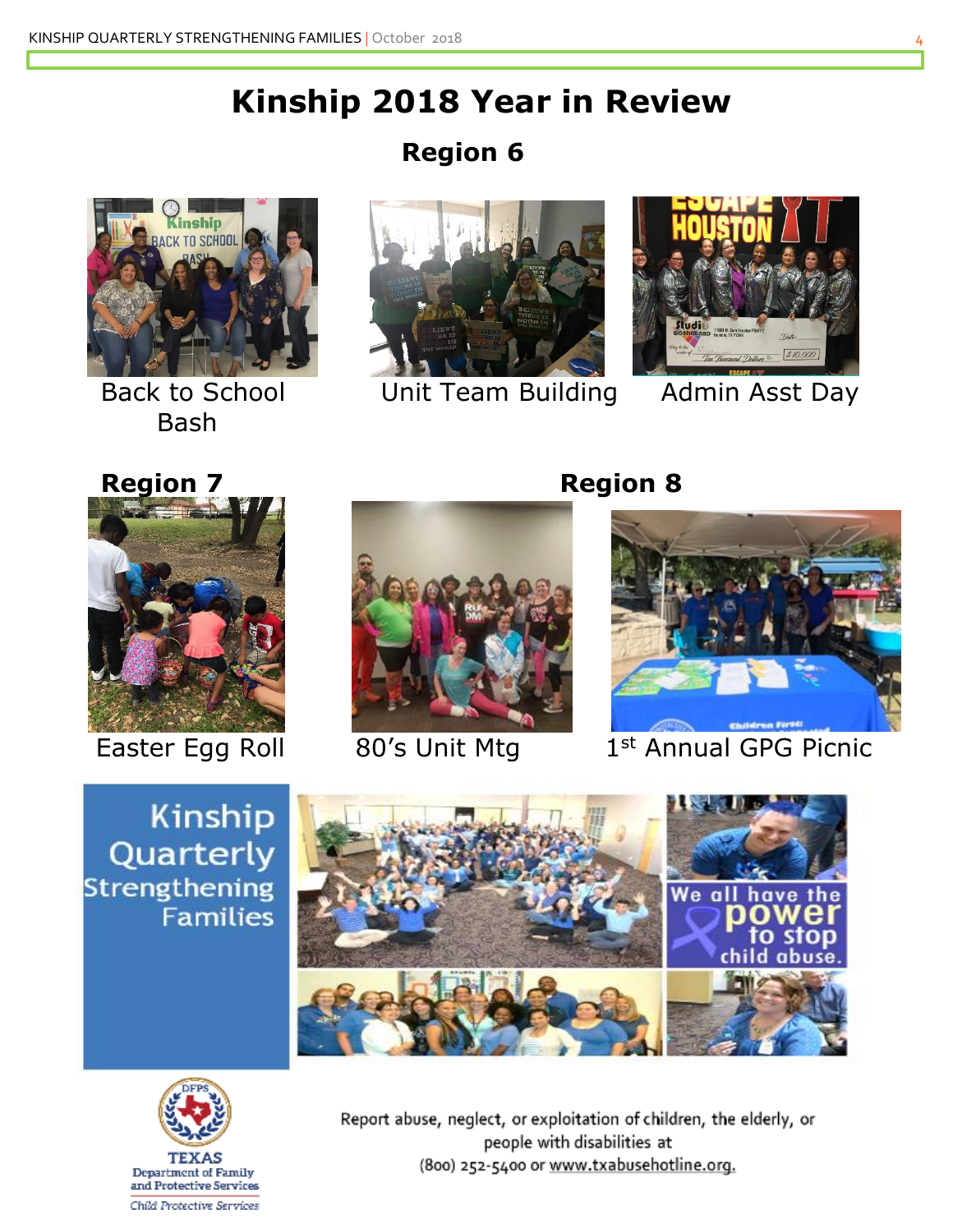# Kinship 2018 Year in Review

## Region 6

Back to School Bash

Unit Team Building

Admin Asst Day

## Region 7

Easter Egg Roll

## Region 8

80's Unit Mtg

1st Annual GPG Picnic

Kinship Quarterly Strengthening Families

We all have the power to stop child abuse.

TEXAS Department of Family and Protective Services

Child Protective Services

Report abuse, neglect, or exploitation of children, the elderly, or people with disabilities at (800) 252-5400 or www.txabusehotline.org.